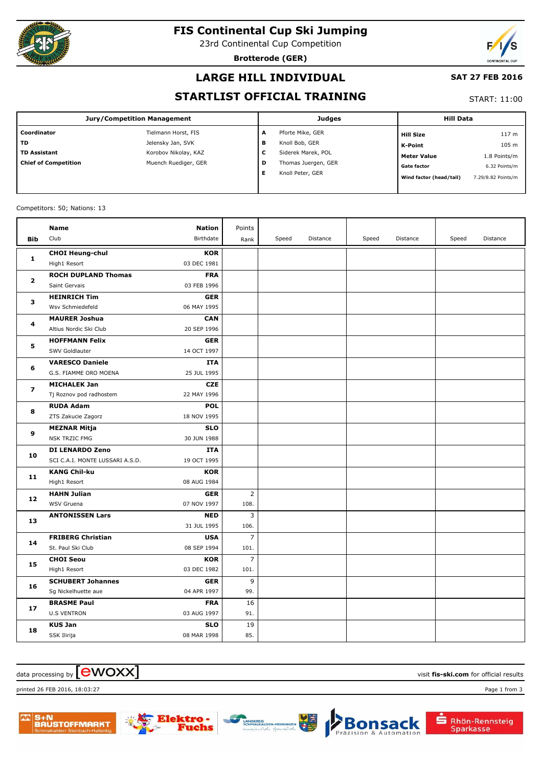# FIS Continental Cup Ski Jumping

23rd Continental Cup Competition

**Brotterode (GER)**

## LARGE HILL INDIVIDUAL

**SAT 27 FEB 2016**

## STARTLIST OFFICIAL TRAINING

START: 11:00

| Jury/Competition Management | | Judges | | Hill Data | |
|---|---|---|---|---|---|
| **Coordinator** | Tielmann Horst, FIS | **A** | Pforte Mike, GER | **Hill Size** | 117 m |
| **TD** | Jelensky Jan, SVK | **B** | Knoll Bob, GER | **K-Point** | 105 m |
| **TD Assistant** | Korobov Nikolay, KAZ | **C** | Siderek Marek, POL | **Meter Value** | 1.8 Points/m |
| **Chief of Competition** | Muench Ruediger, GER | **D** | Thomas Juergen, GER | **Gate factor** | 6.32 Points/m |
| | | **E** | Knoll Peter, GER | **Wind factor (head/tail)** | 7.29/8.82 Points/m |

Competitors: 50; Nations: 13

| Bib | Name / Club | Nation / Birthdate | Points / Rank | Speed | Distance | Speed | Distance | Speed | Distance |
|---|---|---|---|---|---|---|---|---|---|
| 1 | **CHOI Heung-chul**<br>High1 Resort | **KOR**<br>03 DEC 1981 | | | | | | | |
| 2 | **ROCH DUPLAND Thomas**<br>Saint Gervais | **FRA**<br>03 FEB 1996 | | | | | | | |
| 3 | **HEINRICH Tim**<br>Wsv Schmiedefeld | **GER**<br>06 MAY 1995 | | | | | | | |
| 4 | **MAURER Joshua**<br>Altius Nordic Ski Club | **CAN**<br>20 SEP 1996 | | | | | | | |
| 5 | **HOFFMANN Felix**<br>SWV Goldlauter | **GER**<br>14 OCT 1997 | | | | | | | |
| 6 | **VARESCO Daniele**<br>G.S. FIAMME ORO MOENA | **ITA**<br>25 JUL 1995 | | | | | | | |
| 7 | **MICHALEK Jan**<br>Tj Roznov pod radhostem | **CZE**<br>22 MAY 1996 | | | | | | | |
| 8 | **RUDA Adam**<br>ZTS Zakucie Zagorz | **POL**<br>18 NOV 1995 | | | | | | | |
| 9 | **MEZNAR Mitja**<br>NSK TRZIC FMG | **SLO**<br>30 JUN 1988 | | | | | | | |
| 10 | **DI LENARDO Zeno**<br>SCI C.A.I. MONTE LUSSARI A.S.D. | **ITA**<br>19 OCT 1995 | | | | | | | |
| 11 | **KANG Chil-ku**<br>High1 Resort | **KOR**<br>08 AUG 1984 | | | | | | | |
| 12 | **HAHN Julian**<br>WSV Gruena | **GER**<br>07 NOV 1997 | 2<br>108. | | | | | | |
| 13 | **ANTONISSEN Lars** | **NED**<br>31 JUL 1995 | 3<br>106. | | | | | | |
| 14 | **FRIBERG Christian**<br>St. Paul Ski Club | **USA**<br>08 SEP 1994 | 7<br>101. | | | | | | |
| 15 | **CHOI Seou**<br>High1 Resort | **KOR**<br>03 DEC 1982 | 7<br>101. | | | | | | |
| 16 | **SCHUBERT Johannes**<br>Sg Nickelhuette aue | **GER**<br>04 APR 1997 | 9<br>99. | | | | | | |
| 17 | **BRASME Paul**<br>U.S VENTRON | **FRA**<br>03 AUG 1997 | 16<br>91. | | | | | | |
| 18 | **KUS Jan**<br>SSK Ilirija | **SLO**<br>08 MAR 1998 | 19<br>85. | | | | | | |

data processing by ewoxx — visit fis-ski.com for official results

printed 26 FEB 2016, 18:03:27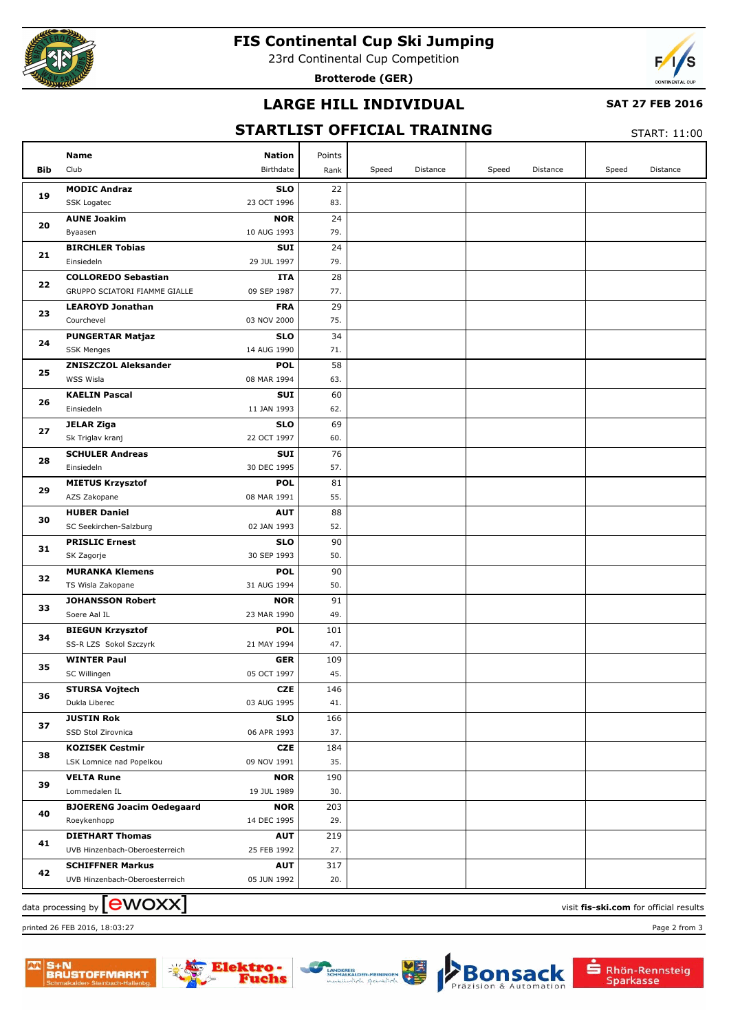# FIS Continental Cup Ski Jumping

23rd Continental Cup Competition

**Brotterode (GER)**

## LARGE HILL INDIVIDUAL

**SAT 27 FEB 2016**

## STARTLIST OFFICIAL TRAINING

START: 11:00

| Bib | Name / Club | Nation / Birthdate | Points / Rank | Speed | Distance | Speed | Distance | Speed | Distance |
|---|---|---|---|---|---|---|---|---|---|
| 19 | **MODIC Andraz**<br>SSK Logatec | **SLO**<br>23 OCT 1996 | 22<br>83. | | | | | | |
| 20 | **AUNE Joakim**<br>Byaasen | **NOR**<br>10 AUG 1993 | 24<br>79. | | | | | | |
| 21 | **BIRCHLER Tobias**<br>Einsiedeln | **SUI**<br>29 JUL 1997 | 24<br>79. | | | | | | |
| 22 | **COLLOREDO Sebastian**<br>GRUPPO SCIATORI FIAMME GIALLE | **ITA**<br>09 SEP 1987 | 28<br>77. | | | | | | |
| 23 | **LEAROYD Jonathan**<br>Courchevel | **FRA**<br>03 NOV 2000 | 29<br>75. | | | | | | |
| 24 | **PUNGERTAR Matjaz**<br>SSK Menges | **SLO**<br>14 AUG 1990 | 34<br>71. | | | | | | |
| 25 | **ZNISZCZOL Aleksander**<br>WSS Wisla | **POL**<br>08 MAR 1994 | 58<br>63. | | | | | | |
| 26 | **KAELIN Pascal**<br>Einsiedeln | **SUI**<br>11 JAN 1993 | 60<br>62. | | | | | | |
| 27 | **JELAR Ziga**<br>Sk Triglav kranj | **SLO**<br>22 OCT 1997 | 69<br>60. | | | | | | |
| 28 | **SCHULER Andreas**<br>Einsiedeln | **SUI**<br>30 DEC 1995 | 76<br>57. | | | | | | |
| 29 | **MIETUS Krzysztof**<br>AZS Zakopane | **POL**<br>08 MAR 1991 | 81<br>55. | | | | | | |
| 30 | **HUBER Daniel**<br>SC Seekirchen-Salzburg | **AUT**<br>02 JAN 1993 | 88<br>52. | | | | | | |
| 31 | **PRISLIC Ernest**<br>SK Zagorje | **SLO**<br>30 SEP 1993 | 90<br>50. | | | | | | |
| 32 | **MURANKA Klemens**<br>TS Wisla Zakopane | **POL**<br>31 AUG 1994 | 90<br>50. | | | | | | |
| 33 | **JOHANSSON Robert**<br>Soere Aal IL | **NOR**<br>23 MAR 1990 | 91<br>49. | | | | | | |
| 34 | **BIEGUN Krzysztof**<br>SS-R LZS Sokol Szczyrk | **POL**<br>21 MAY 1994 | 101<br>47. | | | | | | |
| 35 | **WINTER Paul**<br>SC Willingen | **GER**<br>05 OCT 1997 | 109<br>45. | | | | | | |
| 36 | **STURSA Vojtech**<br>Dukla Liberec | **CZE**<br>03 AUG 1995 | 146<br>41. | | | | | | |
| 37 | **JUSTIN Rok**<br>SSD Stol Zirovnica | **SLO**<br>06 APR 1993 | 166<br>37. | | | | | | |
| 38 | **KOZISEK Cestmir**<br>LSK Lomnice nad Popelkou | **CZE**<br>09 NOV 1991 | 184<br>35. | | | | | | |
| 39 | **VELTA Rune**<br>Lommedalen IL | **NOR**<br>19 JUL 1989 | 190<br>30. | | | | | | |
| 40 | **BJOERENG Joacim Oedegaard**<br>Roeykenhopp | **NOR**<br>14 DEC 1995 | 203<br>29. | | | | | | |
| 41 | **DIETHART Thomas**<br>UVB Hinzenbach-Oberoesterreich | **AUT**<br>25 FEB 1992 | 219<br>27. | | | | | | |
| 42 | **SCHIFFNER Markus**<br>UVB Hinzenbach-Oberoesterreich | **AUT**<br>05 JUN 1992 | 317<br>20. | | | | | | |

data processing by ewoxx — visit **fis-ski.com** for official results

printed 26 FEB 2016, 18:03:27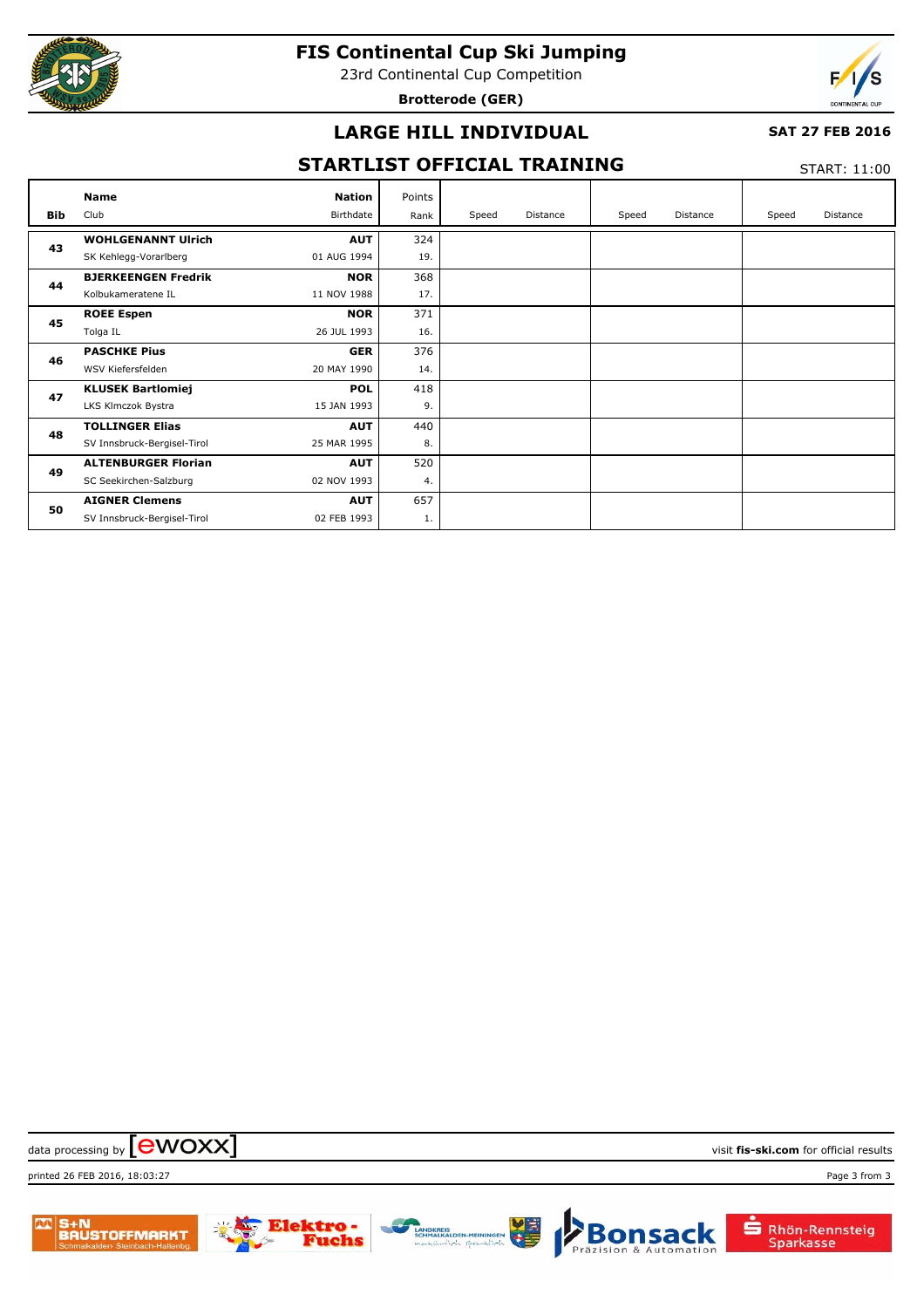# FIS Continental Cup Ski Jumping

23rd Continental Cup Competition

**Brotterode (GER)**

## LARGE HILL INDIVIDUAL

**SAT 27 FEB 2016**

## STARTLIST OFFICIAL TRAINING

START: 11:00

| Bib | Name / Club | Nation / Birthdate | Points / Rank | Speed | Distance | Speed | Distance | Speed | Distance |
|---|---|---|---|---|---|---|---|---|---|
| 43 | **WOHLGENANNT Ulrich**<br>SK Kehlegg-Vorarlberg | **AUT**<br>01 AUG 1994 | 324<br>19. | | | | | | |
| 44 | **BJERKEENGEN Fredrik**<br>Kolbukameratene IL | **NOR**<br>11 NOV 1988 | 368<br>17. | | | | | | |
| 45 | **ROEE Espen**<br>Tolga IL | **NOR**<br>26 JUL 1993 | 371<br>16. | | | | | | |
| 46 | **PASCHKE Pius**<br>WSV Kiefersfelden | **GER**<br>20 MAY 1990 | 376<br>14. | | | | | | |
| 47 | **KLUSEK Bartlomiej**<br>LKS Klmczok Bystra | **POL**<br>15 JAN 1993 | 418<br>9. | | | | | | |
| 48 | **TOLLINGER Elias**<br>SV Innsbruck-Bergisel-Tirol | **AUT**<br>25 MAR 1995 | 440<br>8. | | | | | | |
| 49 | **ALTENBURGER Florian**<br>SC Seekirchen-Salzburg | **AUT**<br>02 NOV 1993 | 520<br>4. | | | | | | |
| 50 | **AIGNER Clemens**<br>SV Innsbruck-Bergisel-Tirol | **AUT**<br>02 FEB 1993 | 657<br>1. | | | | | | |

data processing by ewoxx

visit **fis-ski.com** for official results

printed 26 FEB 2016, 18:03:27